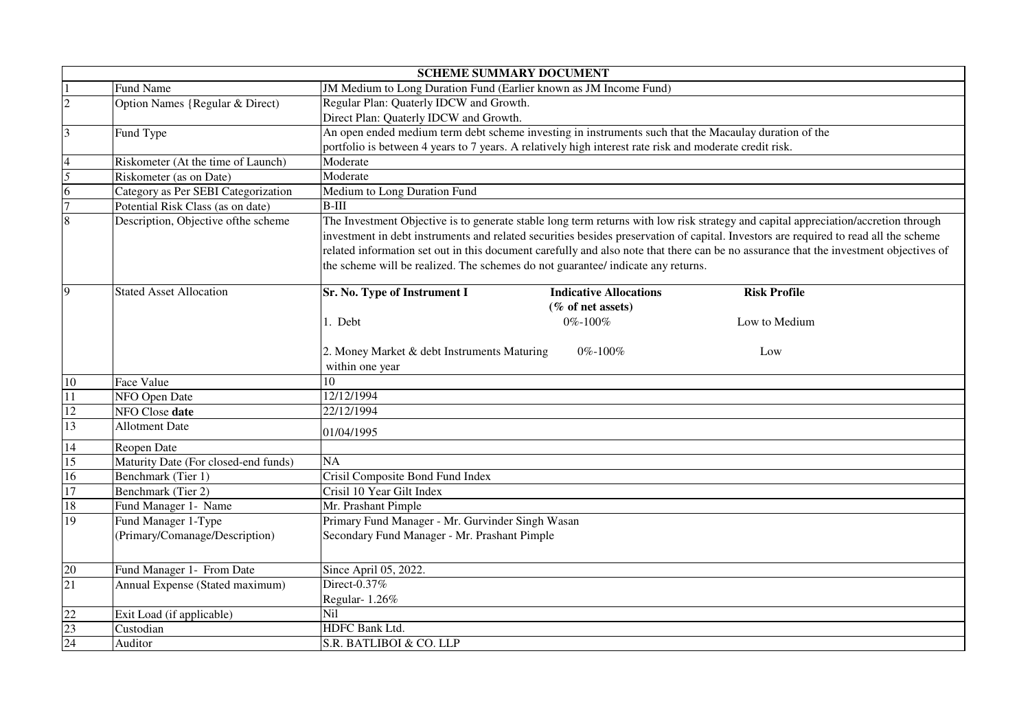| SCHEME SUMMARY DOCUMENT | | |
|---|---|---|
| 1 | Fund Name | JM Medium to Long Duration Fund (Earlier known as JM Income Fund) |
| 2 | Option Names {Regular & Direct) | Regular Plan: Quaterly IDCW and Growth.<br>Direct Plan: Quaterly IDCW and Growth. |
| 3 | Fund Type | An open ended medium term debt scheme investing in instruments such that the Macaulay duration of the portfolio is between 4 years to 7 years. A relatively high interest rate risk and moderate credit risk. |
| 4 | Riskometer (At the time of Launch) | Moderate |
| 5 | Riskometer (as on Date) | Moderate |
| 6 | Category as Per SEBI Categorization | Medium to Long Duration Fund |
| 7 | Potential Risk Class (as on date) | B-III |
| 8 | Description, Objective ofthe scheme | The Investment Objective is to generate stable long term returns with low risk strategy and capital appreciation/accretion through investment in debt instruments and related securities besides preservation of capital. Investors are required to read all the scheme related information set out in this document carefully and also note that there can be no assurance that the investment objectives of the scheme will be realized. The schemes do not guarantee/ indicate any returns. |
| 9 | Stated Asset Allocation | **Sr. No. Type of Instrument I** — **Indicative Allocations (% of net assets)** — **Risk Profile**<br>1. Debt — 0%-100% — Low to Medium<br>2. Money Market & debt Instruments Maturing within one year — 0%-100% — Low |
| 10 | Face Value | 10 |
| 11 | NFO Open Date | 12/12/1994 |
| 12 | NFO Close **date** | 22/12/1994 |
| 13 | Allotment Date | 01/04/1995 |
| 14 | Reopen Date | |
| 15 | Maturity Date (For closed-end funds) | NA |
| 16 | Benchmark (Tier 1) | Crisil Composite Bond Fund Index |
| 17 | Benchmark (Tier 2) | Crisil 10 Year Gilt Index |
| 18 | Fund Manager 1- Name | Mr. Prashant Pimple |
| 19 | Fund Manager 1-Type (Primary/Comanage/Description) | Primary Fund Manager - Mr. Gurvinder Singh Wasan<br>Secondary Fund Manager - Mr. Prashant Pimple |
| 20 | Fund Manager 1- From Date | Since April 05, 2022. |
| 21 | Annual Expense (Stated maximum) | Direct-0.37%<br>Regular- 1.26% |
| 22 | Exit Load (if applicable) | Nil |
| 23 | Custodian | HDFC Bank Ltd. |
| 24 | Auditor | S.R. BATLIBOI & CO. LLP |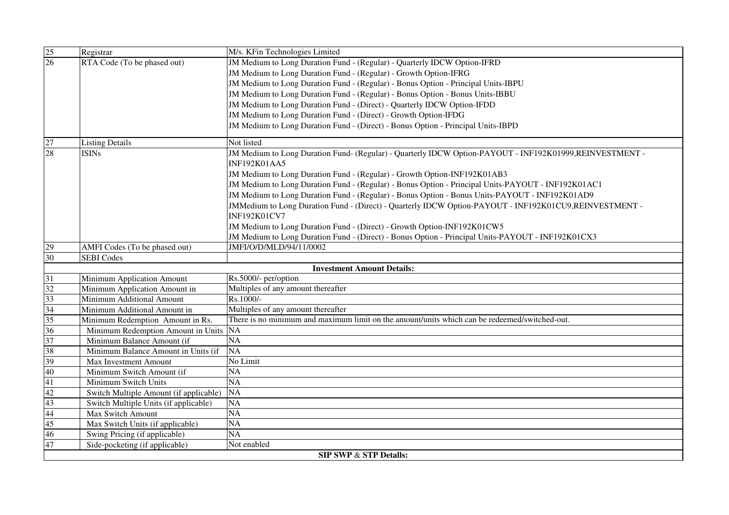| 25 | Registrar | M/s. KFin Technologies Limited |
|---|---|---|
| 26 | RTA Code (To be phased out) | JM Medium to Long Duration Fund - (Regular) - Quarterly IDCW Option-IFRD<br>JM Medium to Long Duration Fund - (Regular) - Growth Option-IFRG<br>JM Medium to Long Duration Fund - (Regular) - Bonus Option - Principal Units-IBPU<br>JM Medium to Long Duration Fund - (Regular) - Bonus Option - Bonus Units-IBBU<br>JM Medium to Long Duration Fund - (Direct) - Quarterly IDCW Option-IFDD<br>JM Medium to Long Duration Fund - (Direct) - Growth Option-IFDG<br>JM Medium to Long Duration Fund - (Direct) - Bonus Option - Principal Units-IBPD |
| 27 | Listing Details | Not listed |
| 28 | ISINs | JM Medium to Long Duration Fund- (Regular) - Quarterly IDCW Option-PAYOUT - INF192K01999,REINVESTMENT - INF192K01AA5<br>JM Medium to Long Duration Fund - (Regular) - Growth Option-INF192K01AB3<br>JM Medium to Long Duration Fund - (Regular) - Bonus Option - Principal Units-PAYOUT - INF192K01AC1<br>JM Medium to Long Duration Fund - (Regular) - Bonus Option - Bonus Units-PAYOUT - INF192K01AD9<br>JMMedium to Long Duration Fund - (Direct) - Quarterly IDCW Option-PAYOUT - INF192K01CU9,REINVESTMENT - INF192K01CV7<br>JM Medium to Long Duration Fund - (Direct) - Growth Option-INF192K01CW5<br>JM Medium to Long Duration Fund - (Direct) - Bonus Option - Principal Units-PAYOUT - INF192K01CX3 |
| 29 | AMFI Codes (To be phased out) | JMFI/O/D/MLD/94/11/0002 |
| 30 | SEBI Codes | |
| | | **Investment Amount Details:** |
| 31 | Minimum Application Amount | Rs.5000/- per/option |
| 32 | Minimum Application Amount in | Multiples of any amount thereafter |
| 33 | Minimum Additional Amount | Rs.1000/- |
| 34 | Minimum Additional Amount in | Multiples of any amount thereafter |
| 35 | Minimum Redemption Amount in Rs. | There is no minimum and maximum limit on the amount/units which can be redeemed/switched-out. |
| 36 | Minimum Redemption Amount in Units | NA |
| 37 | Minimum Balance Amount (if | NA |
| 38 | Minimum Balance Amount in Units (if | NA |
| 39 | Max Investment Amount | No Limit |
| 40 | Minimum Switch Amount (if | NA |
| 41 | Minimum Switch Units | NA |
| 42 | Switch Multiple Amount (if applicable) | NA |
| 43 | Switch Multiple Units (if applicable) | NA |
| 44 | Max Switch Amount | NA |
| 45 | Max Switch Units (if applicable) | NA |
| 46 | Swing Pricing (if applicable) | NA |
| 47 | Side-pocketing (if applicable) | Not enabled |
| | | **SIP SWP & STP Detalls:** |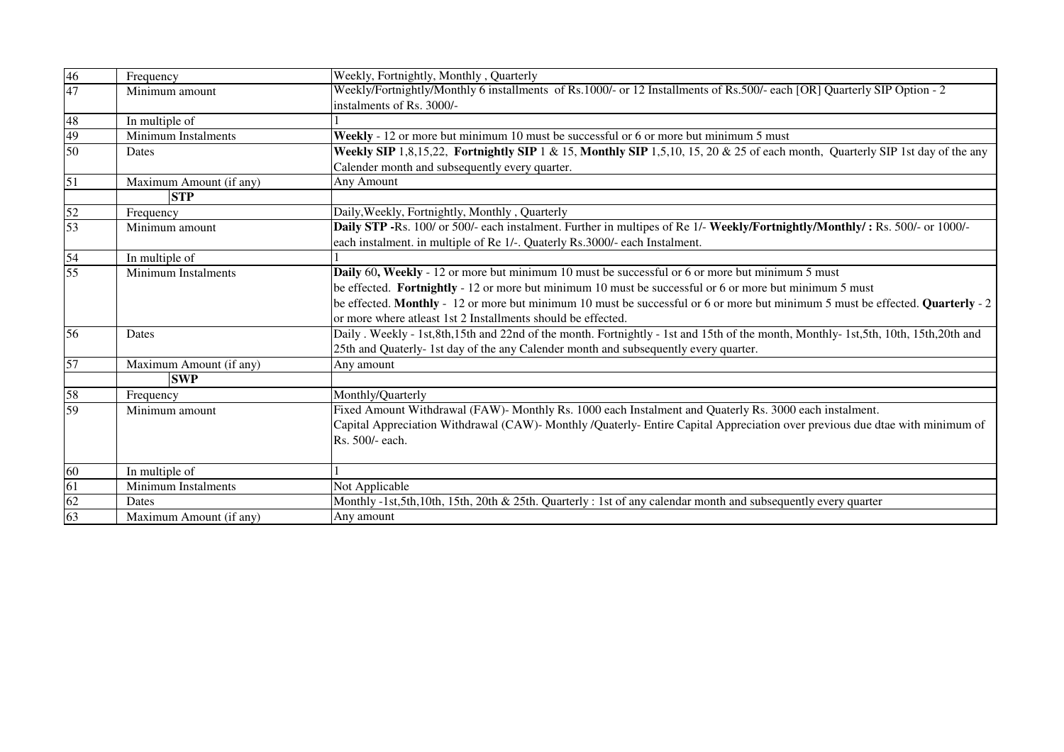| | | |
|---|---|---|
| 46 | Frequency | Weekly, Fortnightly, Monthly , Quarterly |
| 47 | Minimum amount | Weekly/Fortnightly/Monthly 6 installments of Rs.1000/- or 12 Installments of Rs.500/- each [OR] Quarterly SIP Option - 2 instalments of Rs. 3000/- |
| 48 | In multiple of | 1 |
| 49 | Minimum Instalments | **Weekly** - 12 or more but minimum 10 must be successful or 6 or more but minimum 5 must |
| 50 | Dates | **Weekly SIP** 1,8,15,22, **Fortnightly SIP** 1 & 15, **Monthly SIP** 1,5,10, 15, 20 & 25 of each month, Quarterly SIP 1st day of the any Calender month and subsequently every quarter. |
| 51 | Maximum Amount (if any) | Any Amount |
| | **STP** | |
| 52 | Frequency | Daily,Weekly, Fortnightly, Monthly , Quarterly |
| 53 | Minimum amount | **Daily STP -**Rs. 100/ or 500/- each instalment. Further in multipes of Re 1/- **Weekly/Fortnightly/Monthly/ :** Rs. 500/- or 1000/- each instalment. in multiple of Re 1/-. Quaterly Rs.3000/- each Instalment. |
| 54 | In multiple of | 1 |
| 55 | Minimum Instalments | **Daily** 60**, Weekly** - 12 or more but minimum 10 must be successful or 6 or more but minimum 5 must be effected. **Fortnightly** - 12 or more but minimum 10 must be successful or 6 or more but minimum 5 must be effected. **Monthly** - 12 or more but minimum 10 must be successful or 6 or more but minimum 5 must be effected. **Quarterly** - 2 or more where atleast 1st 2 Installments should be effected. |
| 56 | Dates | Daily . Weekly - 1st,8th,15th and 22nd of the month. Fortnightly - 1st and 15th of the month, Monthly- 1st,5th, 10th, 15th,20th and 25th and Quaterly- 1st day of the any Calender month and subsequently every quarter. |
| 57 | Maximum Amount (if any) | Any amount |
| | **SWP** | |
| 58 | Frequency | Monthly/Quarterly |
| 59 | Minimum amount | Fixed Amount Withdrawal (FAW)- Monthly Rs. 1000 each Instalment and Quaterly Rs. 3000 each instalment. Capital Appreciation Withdrawal (CAW)- Monthly /Quaterly- Entire Capital Appreciation over previous due dtae with minimum of Rs. 500/- each. |
| 60 | In multiple of | 1 |
| 61 | Minimum Instalments | Not Applicable |
| 62 | Dates | Monthly -1st,5th,10th, 15th, 20th & 25th. Quarterly : 1st of any calendar month and subsequently every quarter |
| 63 | Maximum Amount (if any) | Any amount |